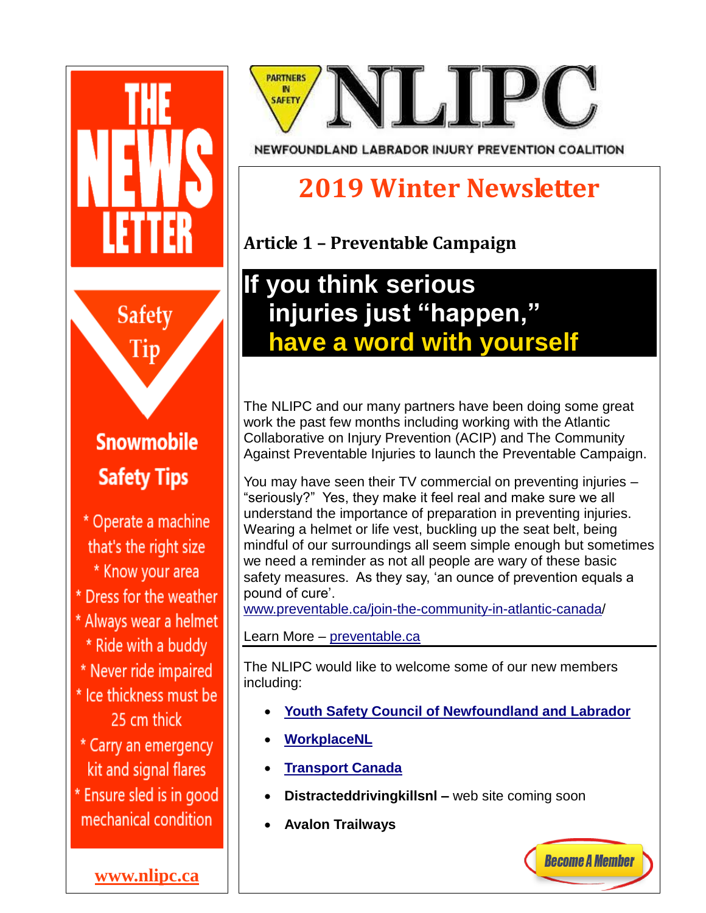# NLIPC

PARTNERS IN SAFETY

NEWFOUNDLAND LABRADOR INJURY PREVENTION COALITION

# 2019 Winter Newsletter

## Article 1 – Preventable Campaign

### If you think serious injuries just "happen," have a word with yourself

The NLIPC and our many partners have been doing some great work the past few months including working with the Atlantic Collaborative on Injury Prevention (ACIP) and The Community Against Preventable Injuries to launch the Preventable Campaign.

You may have seen their TV commercial on preventing injuries – "seriously?" Yes, they make it feel real and make sure we all understand the importance of preparation in preventing injuries. Wearing a helmet or life vest, buckling up the seat belt, being mindful of our surroundings all seem simple enough but sometimes we need a reminder as not all people are wary of these basic safety measures. As they say, 'an ounce of prevention equals a pound of cure'.
www.preventable.ca/join-the-community-in-atlantic-canada/

Learn More – preventable.ca

---

The NLIPC would like to welcome some of our new members including:

- **Youth Safety Council of Newfoundland and Labrador**
- **WorkplaceNL**
- **Transport Canada**
- **Distracteddrivingkillsnl –** web site coming soon
- **Avalon Trailways**

Become A Member

---

# THE NEWS LETTER

## Safety Tip

### Snowmobile Safety Tips

* Operate a machine that's the right size
* Know your area
* Dress for the weather
* Always wear a helmet
* Ride with a buddy
* Never ride impaired
* Ice thickness must be 25 cm thick
* Carry an emergency kit and signal flares
* Ensure sled is in good mechanical condition

**www.nlipc.ca**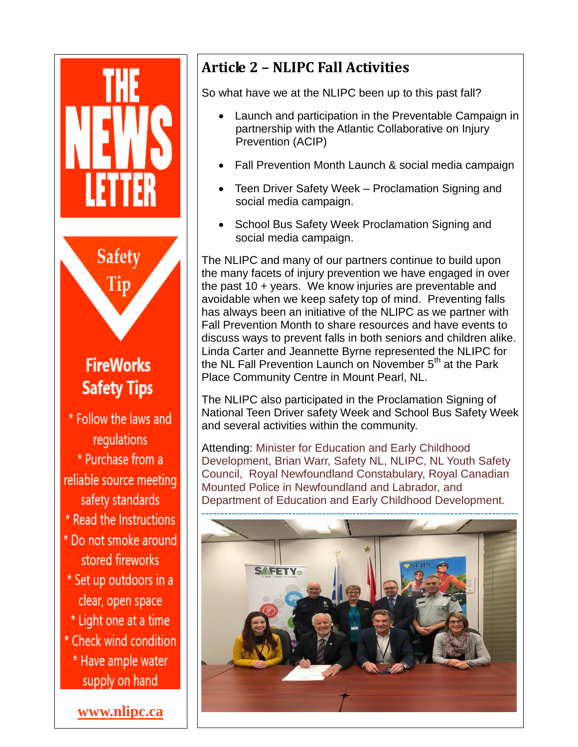# THE NEWS LETTER

## Safety Tip

### FireWorks Safety Tips

* Follow the laws and regulations
* Purchase from a reliable source meeting safety standards
* Read the Instructions
* Do not smoke around stored fireworks
* Set up outdoors in a clear, open space
* Light one at a time
* Check wind condition
* Have ample water supply on hand

**www.nlipc.ca**

## Article 2 – NLIPC Fall Activities

So what have we at the NLIPC been up to this past fall?

- Launch and participation in the Preventable Campaign in partnership with the Atlantic Collaborative on Injury Prevention (ACIP)
- Fall Prevention Month Launch & social media campaign
- Teen Driver Safety Week – Proclamation Signing and social media campaign.
- School Bus Safety Week Proclamation Signing and social media campaign.

The NLIPC and many of our partners continue to build upon the many facets of injury prevention we have engaged in over the past 10 + years. We know injuries are preventable and avoidable when we keep safety top of mind. Preventing falls has always been an initiative of the NLIPC as we partner with Fall Prevention Month to share resources and have events to discuss ways to prevent falls in both seniors and children alike. Linda Carter and Jeannette Byrne represented the NLIPC for the NL Fall Prevention Launch on November 5th at the Park Place Community Centre in Mount Pearl, NL.

The NLIPC also participated in the Proclamation Signing of National Teen Driver safety Week and School Bus Safety Week and several activities within the community.

Attending: Minister for Education and Early Childhood Development, Brian Warr, Safety NL, NLIPC, NL Youth Safety Council, Royal Newfoundland Constabulary, Royal Canadian Mounted Police in Newfoundland and Labrador, and Department of Education and Early Childhood Development.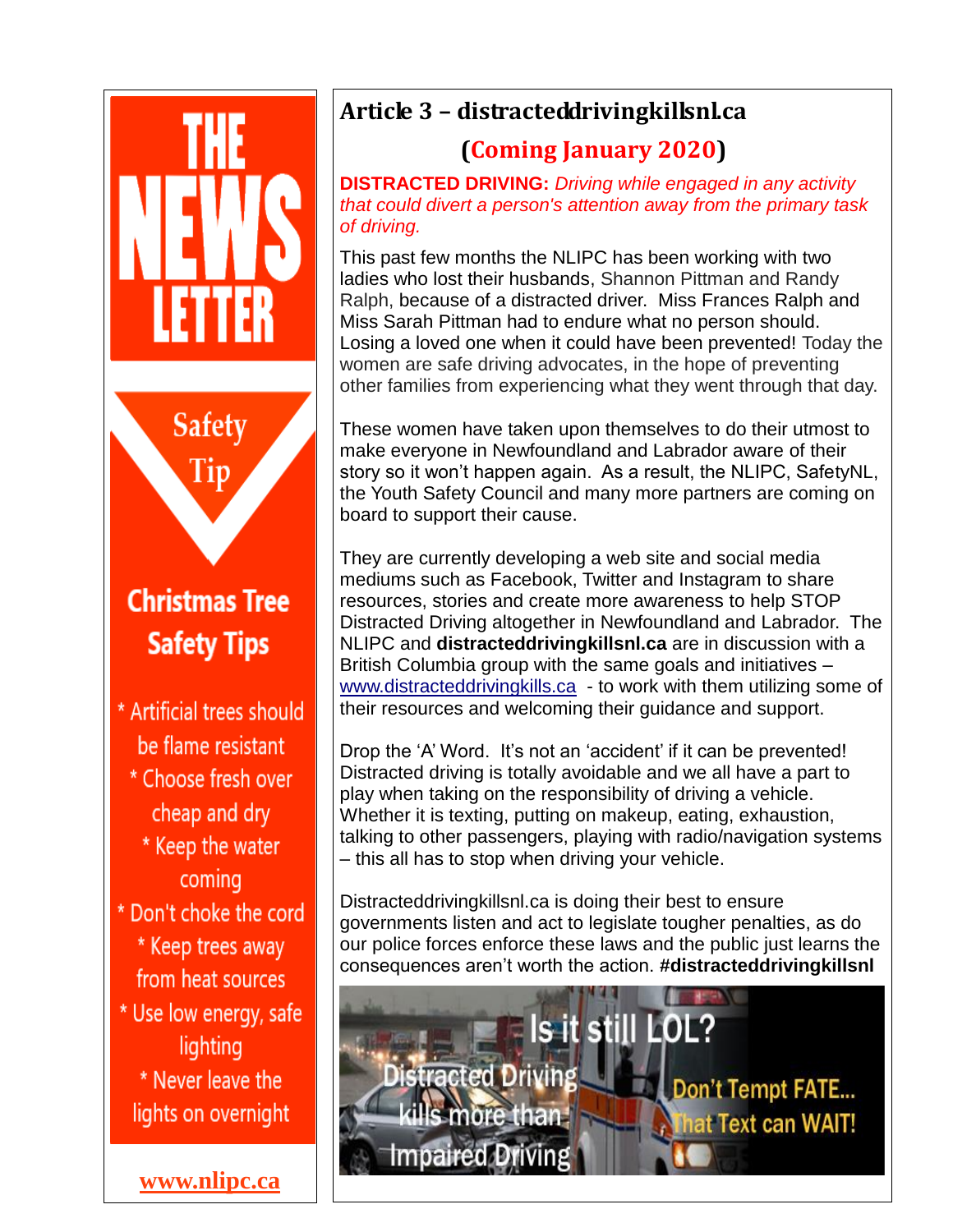THE NEWS LETTER

Safety Tip

## Christmas Tree Safety Tips

* Artificial trees should be flame resistant
* Choose fresh over cheap and dry
* Keep the water coming
* Don't choke the cord
* Keep trees away from heat sources
* Use low energy, safe lighting
* Never leave the lights on overnight

**www.nlipc.ca**

# Article 3 – distracteddrivingkillsnl.ca

## (Coming January 2020)

**DISTRACTED DRIVING:** *Driving while engaged in any activity that could divert a person's attention away from the primary task of driving.*

This past few months the NLIPC has been working with two ladies who lost their husbands, Shannon Pittman and Randy Ralph, because of a distracted driver. Miss Frances Ralph and Miss Sarah Pittman had to endure what no person should. Losing a loved one when it could have been prevented! Today the women are safe driving advocates, in the hope of preventing other families from experiencing what they went through that day.

These women have taken upon themselves to do their utmost to make everyone in Newfoundland and Labrador aware of their story so it won't happen again. As a result, the NLIPC, SafetyNL, the Youth Safety Council and many more partners are coming on board to support their cause.

They are currently developing a web site and social media mediums such as Facebook, Twitter and Instagram to share resources, stories and create more awareness to help STOP Distracted Driving altogether in Newfoundland and Labrador. The NLIPC and **distracteddrivingkillsnl.ca** are in discussion with a British Columbia group with the same goals and initiatives – www.distracteddrivingkills.ca - to work with them utilizing some of their resources and welcoming their guidance and support.

Drop the 'A' Word. It's not an 'accident' if it can be prevented! Distracted driving is totally avoidable and we all have a part to play when taking on the responsibility of driving a vehicle. Whether it is texting, putting on makeup, eating, exhaustion, talking to other passengers, playing with radio/navigation systems – this all has to stop when driving your vehicle.

Distracteddrivingkillsnl.ca is doing their best to ensure governments listen and act to legislate tougher penalties, as do our police forces enforce these laws and the public just learns the consequences aren't worth the action. **#distracteddrivingkillsnl**

Is it still LOL?

Distracted Driving kills more than Impaired Driving

Don't Tempt FATE... That Text can WAIT!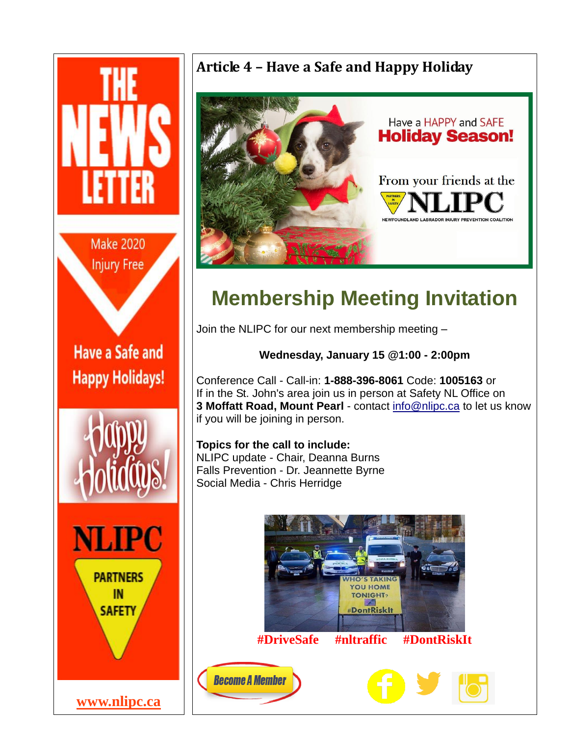THE NEWS LETTER

Make 2020 Injury Free

Have a Safe and Happy Holidays!

Happy Holidays!

NLIPC

PARTNERS IN SAFETY

www.nlipc.ca

## Article 4 – Have a Safe and Happy Holiday

Have a HAPPY and SAFE Holiday Season!

From your friends at the NLIPC

NEWFOUNDLAND LABRADOR INJURY PREVENTION COALITION

# Membership Meeting Invitation

Join the NLIPC for our next membership meeting –

**Wednesday, January 15 @1:00 - 2:00pm**

Conference Call - Call-in: **1-888-396-8061** Code: **1005163** or
If in the St. John's area join us in person at Safety NL Office on
**3 Moffatt Road, Mount Pearl** - contact info@nlipc.ca to let us know if you will be joining in person.

**Topics for the call to include:**
NLIPC update - Chair, Deanna Burns
Falls Prevention - Dr. Jeannette Byrne
Social Media - Chris Herridge

WHO'S TAKING YOU HOME TONIGHT? #DontRiskIt

**#DriveSafe #nltraffic #DontRiskIt**

Become A Member